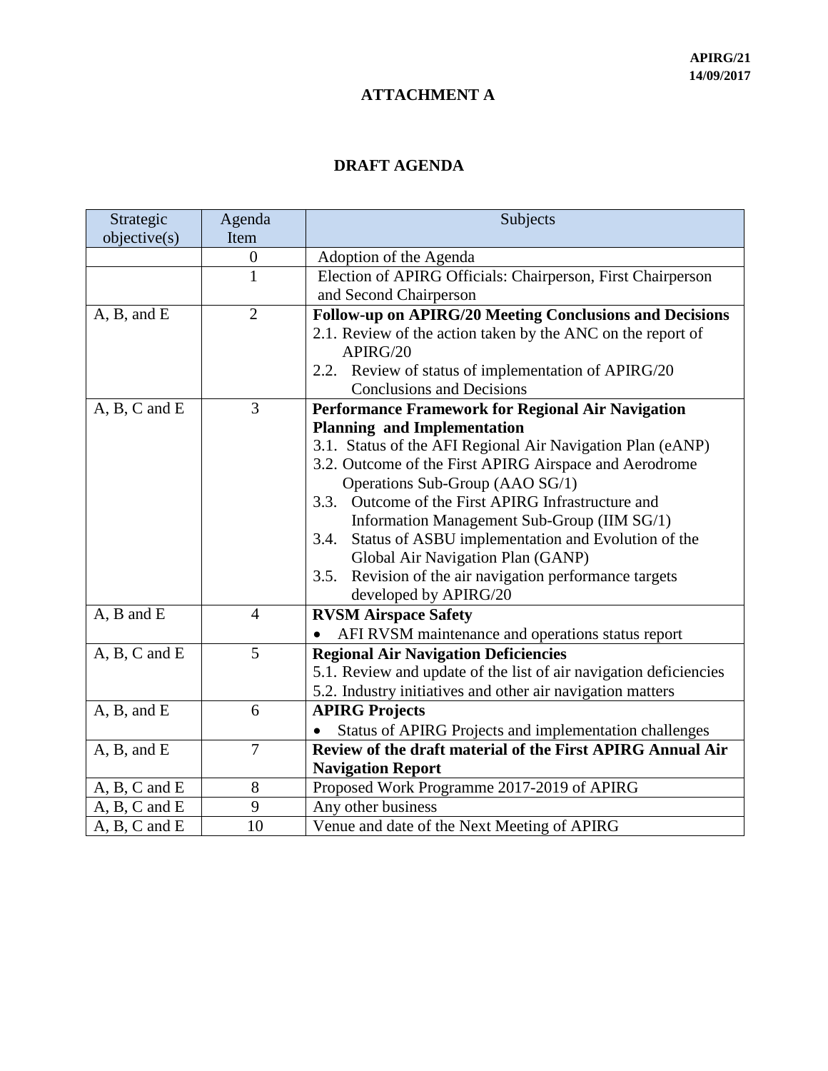APIRG/21
14/09/2017

# ATTACHMENT A

## DRAFT AGENDA

| Strategic objective(s) | Agenda Item | Subjects |
|---|---|---|
| | 0 | Adoption of the Agenda |
| | 1 | Election of APIRG Officials: Chairperson, First Chairperson and Second Chairperson |
| A, B, and E | 2 | **Follow-up on APIRG/20 Meeting Conclusions and Decisions**<br>2.1. Review of the action taken by the ANC on the report of APIRG/20<br>2.2. Review of status of implementation of APIRG/20 Conclusions and Decisions |
| A, B, C and E | 3 | **Performance Framework for Regional Air Navigation Planning and Implementation**<br>3.1. Status of the AFI Regional Air Navigation Plan (eANP)<br>3.2. Outcome of the First APIRG Airspace and Aerodrome Operations Sub-Group (AAO SG/1)<br>3.3. Outcome of the First APIRG Infrastructure and Information Management Sub-Group (IIM SG/1)<br>3.4. Status of ASBU implementation and Evolution of the Global Air Navigation Plan (GANP)<br>3.5. Revision of the air navigation performance targets developed by APIRG/20 |
| A, B and E | 4 | **RVSM Airspace Safety**<br>• AFI RVSM maintenance and operations status report |
| A, B, C and E | 5 | **Regional Air Navigation Deficiencies**<br>5.1. Review and update of the list of air navigation deficiencies<br>5.2. Industry initiatives and other air navigation matters |
| A, B, and E | 6 | **APIRG Projects**<br>• Status of APIRG Projects and implementation challenges |
| A, B, and E | 7 | **Review of the draft material of the First APIRG Annual Air Navigation Report** |
| A, B, C and E | 8 | Proposed Work Programme 2017-2019 of APIRG |
| A, B, C and E | 9 | Any other business |
| A, B, C and E | 10 | Venue and date of the Next Meeting of APIRG |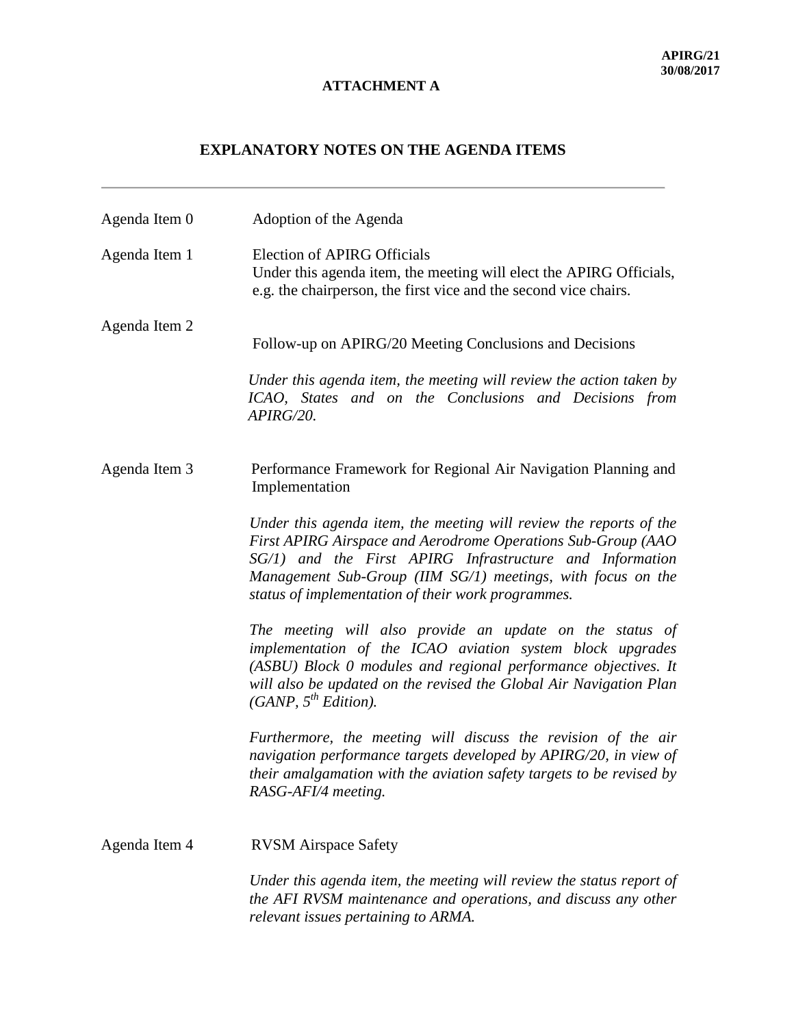**ATTACHMENT A**

## EXPLANATORY NOTES ON THE AGENDA ITEMS

---

Agenda Item 0 — Adoption of the Agenda

Agenda Item 1 — Election of APIRG Officials

Under this agenda item, the meeting will elect the APIRG Officials, e.g. the chairperson, the first vice and the second vice chairs.

Agenda Item 2 — Follow-up on APIRG/20 Meeting Conclusions and Decisions

*Under this agenda item, the meeting will review the action taken by ICAO, States and on the Conclusions and Decisions from APIRG/20.*

Agenda Item 3 — Performance Framework for Regional Air Navigation Planning and Implementation

*Under this agenda item, the meeting will review the reports of the First APIRG Airspace and Aerodrome Operations Sub-Group (AAO SG/1) and the First APIRG Infrastructure and Information Management Sub-Group (IIM SG/1) meetings, with focus on the status of implementation of their work programmes.*

*The meeting will also provide an update on the status of implementation of the ICAO aviation system block upgrades (ASBU) Block 0 modules and regional performance objectives. It will also be updated on the revised the Global Air Navigation Plan (GANP, 5th Edition).*

*Furthermore, the meeting will discuss the revision of the air navigation performance targets developed by APIRG/20, in view of their amalgamation with the aviation safety targets to be revised by RASG-AFI/4 meeting.*

Agenda Item 4 — RVSM Airspace Safety

*Under this agenda item, the meeting will review the status report of the AFI RVSM maintenance and operations, and discuss any other relevant issues pertaining to ARMA.*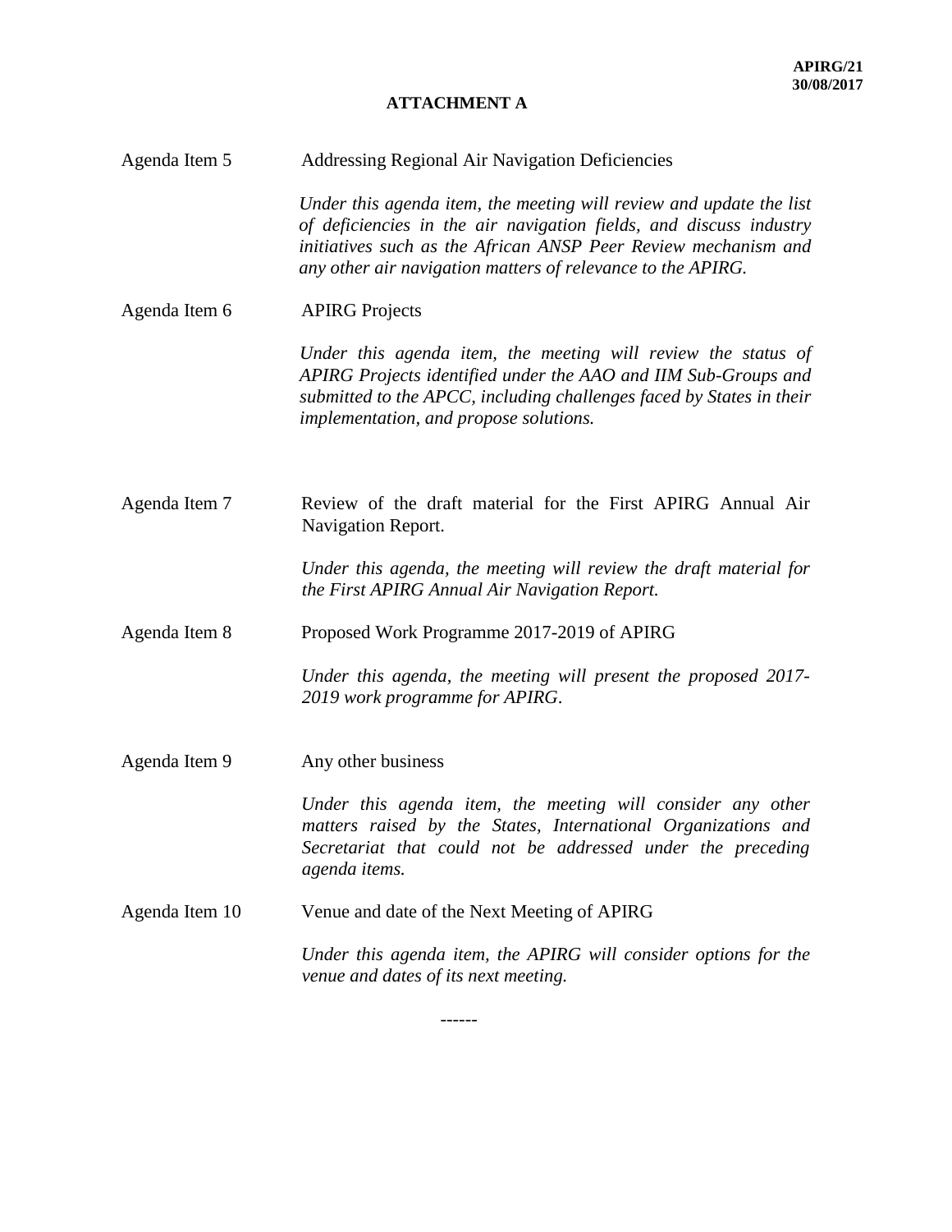**ATTACHMENT A**

| | |
|---|---|
| Agenda Item 5 | Addressing Regional Air Navigation Deficiencies |
| | *Under this agenda item, the meeting will review and update the list of deficiencies in the air navigation fields, and discuss industry initiatives such as the African ANSP Peer Review mechanism and any other air navigation matters of relevance to the APIRG.* |
| Agenda Item 6 | APIRG Projects |
| | *Under this agenda item, the meeting will review the status of APIRG Projects identified under the AAO and IIM Sub-Groups and submitted to the APCC, including challenges faced by States in their implementation, and propose solutions.* |
| Agenda Item 7 | Review of the draft material for the First APIRG Annual Air Navigation Report. |
| | *Under this agenda, the meeting will review the draft material for the First APIRG Annual Air Navigation Report.* |
| Agenda Item 8 | Proposed Work Programme 2017-2019 of APIRG |
| | *Under this agenda, the meeting will present the proposed 2017-2019 work programme for APIRG.* |
| Agenda Item 9 | Any other business |
| | *Under this agenda item, the meeting will consider any other matters raised by the States, International Organizations and Secretariat that could not be addressed under the preceding agenda items.* |
| Agenda Item 10 | Venue and date of the Next Meeting of APIRG |
| | *Under this agenda item, the APIRG will consider options for the venue and dates of its next meeting.* |

------